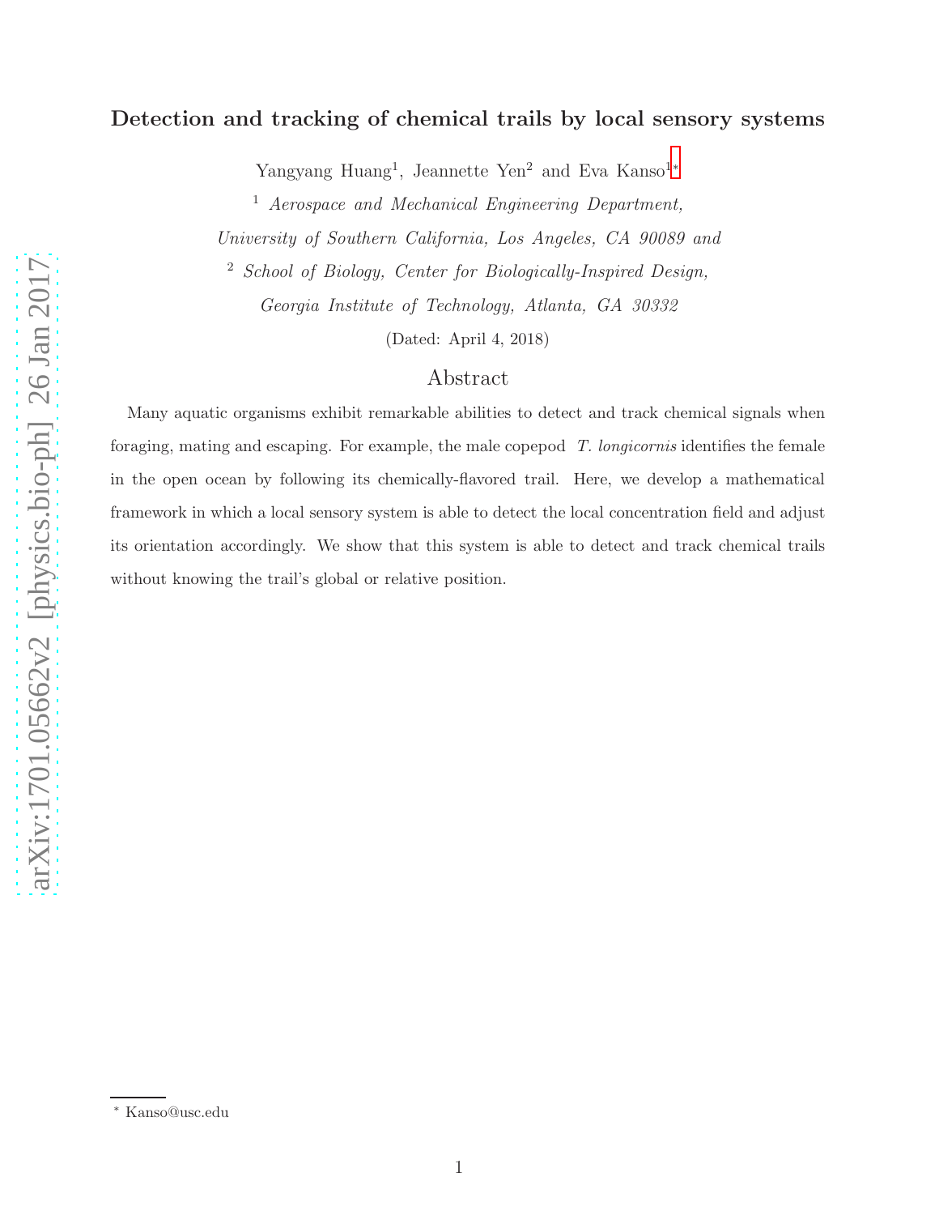# Detection and tracking of chemical trails by local sensory systems

Yangyang Huang[1], Jeannette Yen[2] and Eva Kanso[1,*]

[1] *Aerospace and Mechanical Engineering Department, University of Southern California, Los Angeles, CA 90089 and*

[2] *School of Biology, Center for Biologically-Inspired Design, Georgia Institute of Technology, Atlanta, GA 30332*

(Dated: April 4, 2018)

## Abstract

Many aquatic organisms exhibit remarkable abilities to detect and track chemical signals when foraging, mating and escaping. For example, the male copepod *T. longicornis* identifies the female in the open ocean by following its chemically-flavored trail. Here, we develop a mathematical framework in which a local sensory system is able to detect the local concentration field and adjust its orientation accordingly. We show that this system is able to detect and track chemical trails without knowing the trail's global or relative position.

[*] Kanso@usc.edu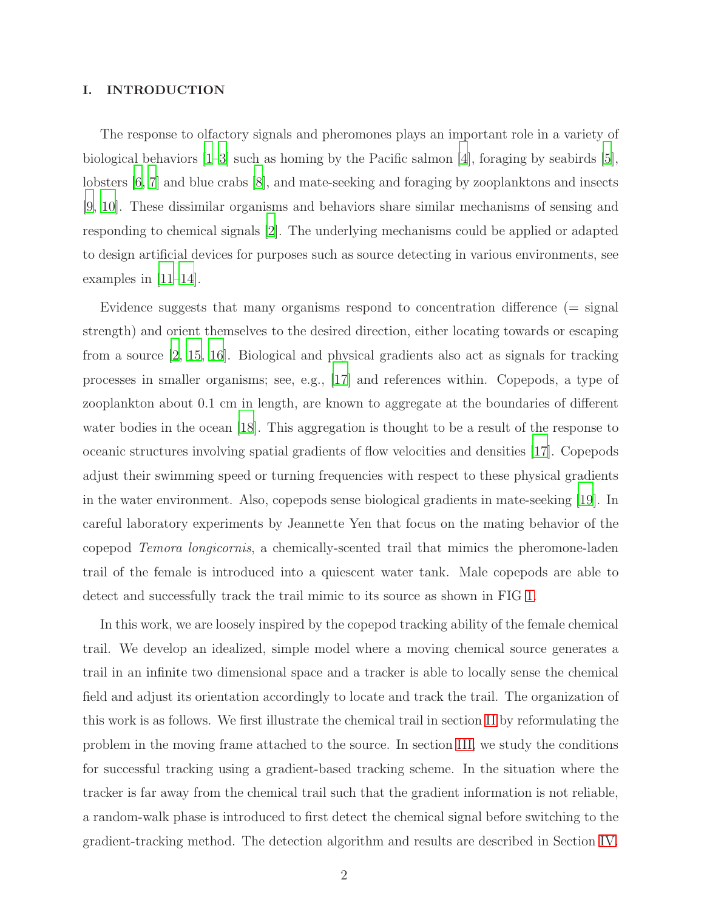## I. INTRODUCTION

The response to olfactory signals and pheromones plays an important role in a variety of biological behaviors [1–3] such as homing by the Pacific salmon [4], foraging by seabirds [5], lobsters [6, 7] and blue crabs [8], and mate-seeking and foraging by zooplanktons and insects [9, 10]. These dissimilar organisms and behaviors share similar mechanisms of sensing and responding to chemical signals [2]. The underlying mechanisms could be applied or adapted to design artificial devices for purposes such as source detecting in various environments, see examples in [11–14].

Evidence suggests that many organisms respond to concentration difference (= signal strength) and orient themselves to the desired direction, either locating towards or escaping from a source [2, 15, 16]. Biological and physical gradients also act as signals for tracking processes in smaller organisms; see, e.g., [17] and references within. Copepods, a type of zooplankton about 0.1 cm in length, are known to aggregate at the boundaries of different water bodies in the ocean [18]. This aggregation is thought to be a result of the response to oceanic structures involving spatial gradients of flow velocities and densities [17]. Copepods adjust their swimming speed or turning frequencies with respect to these physical gradients in the water environment. Also, copepods sense biological gradients in mate-seeking [19]. In careful laboratory experiments by Jeannette Yen that focus on the mating behavior of the copepod *Temora longicornis*, a chemically-scented trail that mimics the pheromone-laden trail of the female is introduced into a quiescent water tank. Male copepods are able to detect and successfully track the trail mimic to its source as shown in FIG 1.

In this work, we are loosely inspired by the copepod tracking ability of the female chemical trail. We develop an idealized, simple model where a moving chemical source generates a trail in an infinite two dimensional space and a tracker is able to locally sense the chemical field and adjust its orientation accordingly to locate and track the trail. The organization of this work is as follows. We first illustrate the chemical trail in section II by reformulating the problem in the moving frame attached to the source. In section III, we study the conditions for successful tracking using a gradient-based tracking scheme. In the situation where the tracker is far away from the chemical trail such that the gradient information is not reliable, a random-walk phase is introduced to first detect the chemical signal before switching to the gradient-tracking method. The detection algorithm and results are described in Section IV.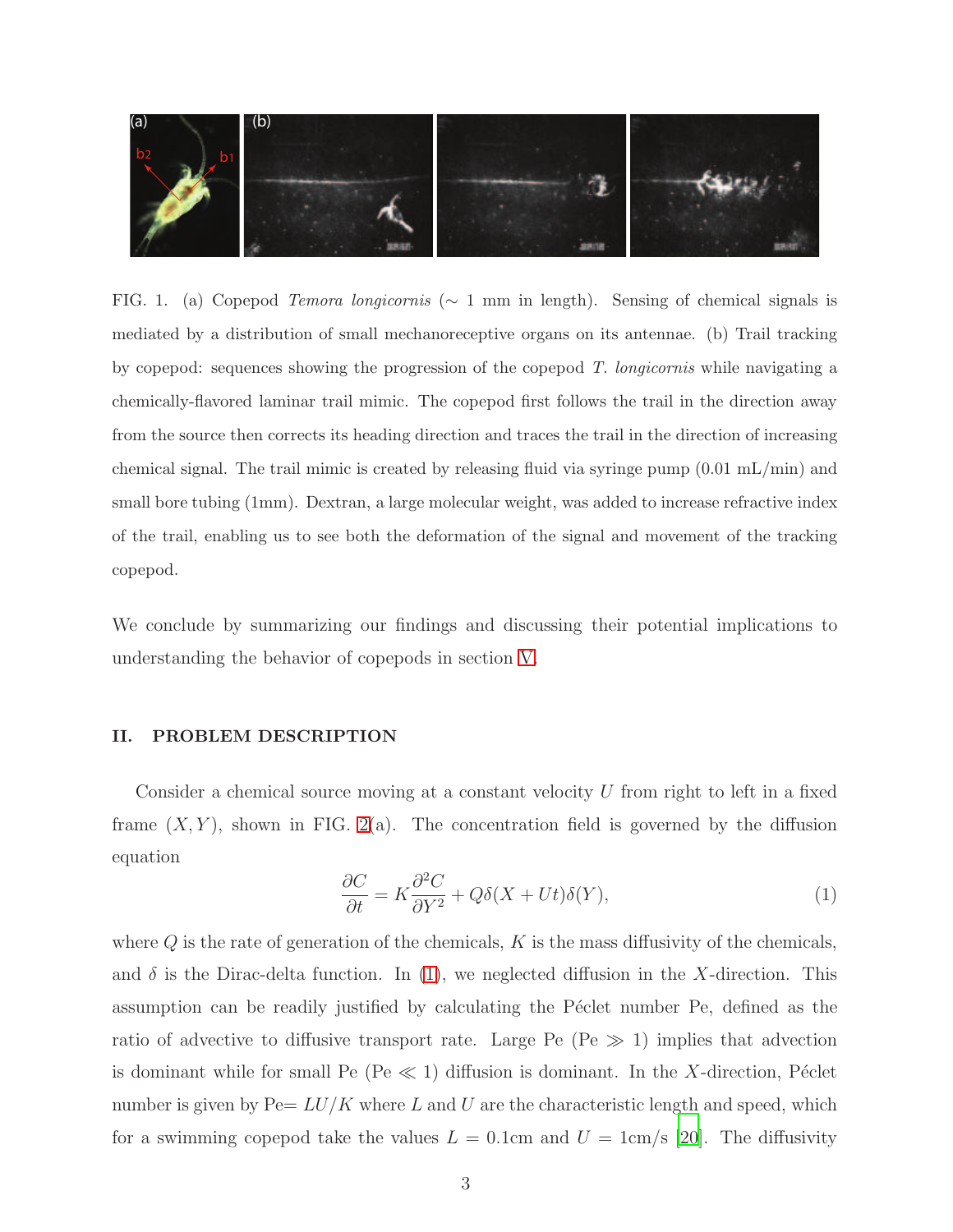FIG. 1. (a) Copepod *Temora longicornis* ($\sim$ 1 mm in length). Sensing of chemical signals is mediated by a distribution of small mechanoreceptive organs on its antennae. (b) Trail tracking by copepod: sequences showing the progression of the copepod *T. longicornis* while navigating a chemically-flavored laminar trail mimic. The copepod first follows the trail in the direction away from the source then corrects its heading direction and traces the trail in the direction of increasing chemical signal. The trail mimic is created by releasing fluid via syringe pump (0.01 mL/min) and small bore tubing (1mm). Dextran, a large molecular weight, was added to increase refractive index of the trail, enabling us to see both the deformation of the signal and movement of the tracking copepod.

We conclude by summarizing our findings and discussing their potential implications to understanding the behavior of copepods in section V.

## II. PROBLEM DESCRIPTION

Consider a chemical source moving at a constant velocity $U$ from right to left in a fixed frame $(X, Y)$, shown in FIG. 2(a). The concentration field is governed by the diffusion equation

$$\frac{\partial C}{\partial t} = K\frac{\partial^2 C}{\partial Y^2} + Q\delta(X + Ut)\delta(Y), \tag{1}$$

where $Q$ is the rate of generation of the chemicals, $K$ is the mass diffusivity of the chemicals, and $\delta$ is the Dirac-delta function. In (1), we neglected diffusion in the $X$-direction. This assumption can be readily justified by calculating the Péclet number Pe, defined as the ratio of advective to diffusive transport rate. Large Pe (Pe $\gg 1$) implies that advection is dominant while for small Pe (Pe $\ll 1$) diffusion is dominant. In the $X$-direction, Péclet number is given by Pe$= LU/K$ where $L$ and $U$ are the characteristic length and speed, which for a swimming copepod take the values $L = 0.1$cm and $U = 1$cm/s [20]. The diffusivity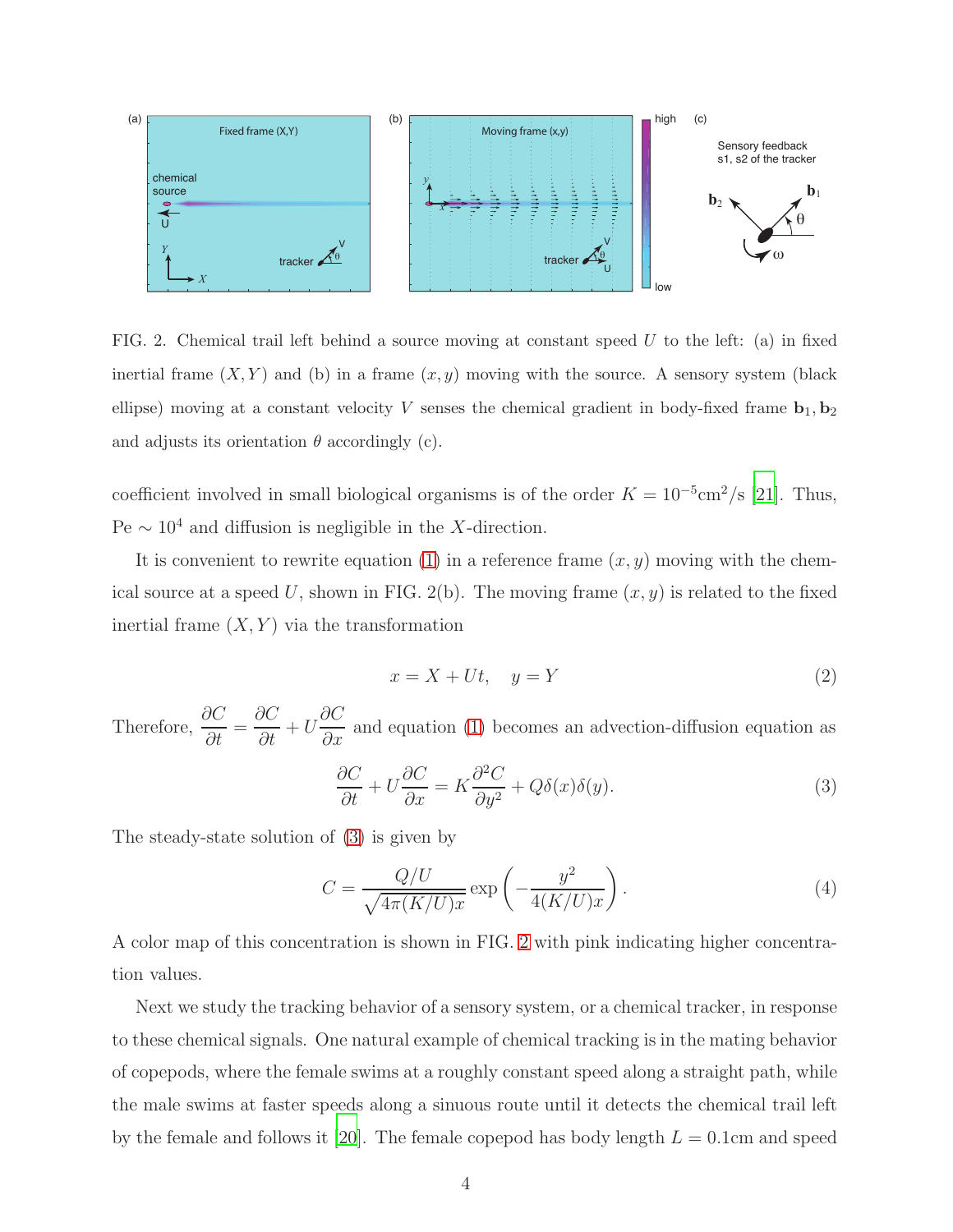FIG. 2. Chemical trail left behind a source moving at constant speed $U$ to the left: (a) in fixed inertial frame $(X, Y)$ and (b) in a frame $(x, y)$ moving with the source. A sensory system (black ellipse) moving at a constant velocity $V$ senses the chemical gradient in body-fixed frame $\mathbf{b}_1, \mathbf{b}_2$ and adjusts its orientation $\theta$ accordingly (c).

coefficient involved in small biological organisms is of the order $K = 10^{-5}\text{cm}^2/\text{s}$ [21]. Thus, $\text{Pe} \sim 10^4$ and diffusion is negligible in the $X$-direction.

It is convenient to rewrite equation (1) in a reference frame $(x, y)$ moving with the chemical source at a speed $U$, shown in FIG. 2(b). The moving frame $(x, y)$ is related to the fixed inertial frame $(X, Y)$ via the transformation

$$x = X + Ut, \quad y = Y \tag{2}$$

Therefore, $\dfrac{\partial C}{\partial t} = \dfrac{\partial C}{\partial t} + U\dfrac{\partial C}{\partial x}$ and equation (1) becomes an advection-diffusion equation as

$$\frac{\partial C}{\partial t} + U\frac{\partial C}{\partial x} = K\frac{\partial^2 C}{\partial y^2} + Q\delta(x)\delta(y). \tag{3}$$

The steady-state solution of (3) is given by

$$C = \frac{Q/U}{\sqrt{4\pi(K/U)x}} \exp\left(-\frac{y^2}{4(K/U)x}\right). \tag{4}$$

A color map of this concentration is shown in FIG. 2 with pink indicating higher concentration values.

Next we study the tracking behavior of a sensory system, or a chemical tracker, in response to these chemical signals. One natural example of chemical tracking is in the mating behavior of copepods, where the female swims at a roughly constant speed along a straight path, while the male swims at faster speeds along a sinuous route until it detects the chemical trail left by the female and follows it [20]. The female copepod has body length $L = 0.1$cm and speed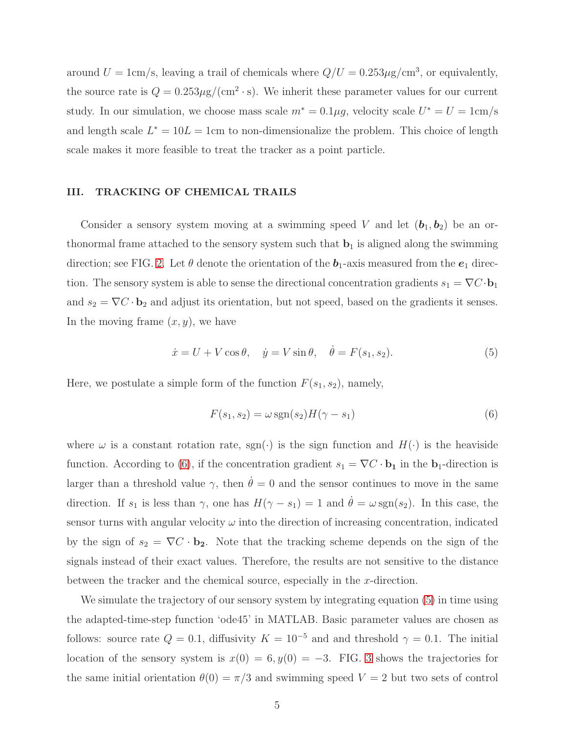around $U = 1$cm/s, leaving a trail of chemicals where $Q/U = 0.253\mu$g/cm$^3$, or equivalently, the source rate is $Q = 0.253\mu$g/(cm$^2 \cdot$ s). We inherit these parameter values for our current study. In our simulation, we choose mass scale $m^* = 0.1\mu g$, velocity scale $U^* = U = 1$cm/s and length scale $L^* = 10L = 1$cm to non-dimensionalize the problem. This choice of length scale makes it more feasible to treat the tracker as a point particle.

## III. TRACKING OF CHEMICAL TRAILS

Consider a sensory system moving at a swimming speed $V$ and let $(\boldsymbol{b}_1, \boldsymbol{b}_2)$ be an orthonormal frame attached to the sensory system such that $\mathbf{b}_1$ is aligned along the swimming direction; see FIG. 2. Let $\theta$ denote the orientation of the $\boldsymbol{b}_1$-axis measured from the $\boldsymbol{e}_1$ direction. The sensory system is able to sense the directional concentration gradients $s_1 = \nabla C \cdot \mathbf{b}_1$ and $s_2 = \nabla C \cdot \mathbf{b}_2$ and adjust its orientation, but not speed, based on the gradients it senses. In the moving frame $(x, y)$, we have

$$\dot{x} = U + V\cos\theta, \quad \dot{y} = V\sin\theta, \quad \dot{\theta} = F(s_1, s_2). \tag{5}$$

Here, we postulate a simple form of the function $F(s_1, s_2)$, namely,

$$F(s_1, s_2) = \omega \,\mathrm{sgn}(s_2) H(\gamma - s_1) \tag{6}$$

where $\omega$ is a constant rotation rate, $\mathrm{sgn}(\cdot)$ is the sign function and $H(\cdot)$ is the heaviside function. According to (6), if the concentration gradient $s_1 = \nabla C \cdot \mathbf{b_1}$ in the $\mathbf{b}_1$-direction is larger than a threshold value $\gamma$, then $\dot{\theta} = 0$ and the sensor continues to move in the same direction. If $s_1$ is less than $\gamma$, one has $H(\gamma - s_1) = 1$ and $\dot{\theta} = \omega \,\mathrm{sgn}(s_2)$. In this case, the sensor turns with angular velocity $\omega$ into the direction of increasing concentration, indicated by the sign of $s_2 = \nabla C \cdot \mathbf{b_2}$. Note that the tracking scheme depends on the sign of the signals instead of their exact values. Therefore, the results are not sensitive to the distance between the tracker and the chemical source, especially in the $x$-direction.

We simulate the trajectory of our sensory system by integrating equation (5) in time using the adapted-time-step function 'ode45' in MATLAB. Basic parameter values are chosen as follows: source rate $Q = 0.1$, diffusivity $K = 10^{-5}$ and and threshold $\gamma = 0.1$. The initial location of the sensory system is $x(0) = 6, y(0) = -3$. FIG. 3 shows the trajectories for the same initial orientation $\theta(0) = \pi/3$ and swimming speed $V = 2$ but two sets of control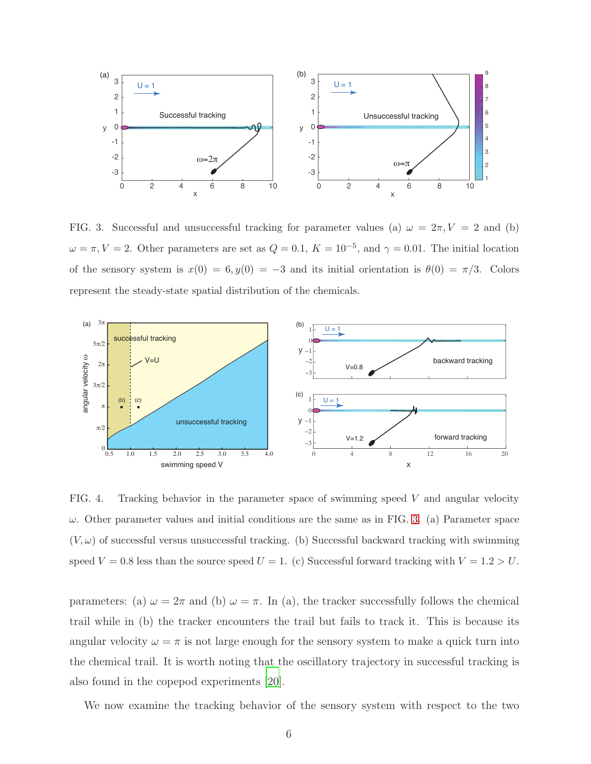FIG. 3. Successful and unsuccessful tracking for parameter values (a) $\omega = 2\pi, V = 2$ and (b) $\omega = \pi, V = 2$. Other parameters are set as $Q = 0.1$, $K = 10^{-5}$, and $\gamma = 0.01$. The initial location of the sensory system is $x(0) = 6, y(0) = -3$ and its initial orientation is $\theta(0) = \pi/3$. Colors represent the steady-state spatial distribution of the chemicals.

FIG. 4. Tracking behavior in the parameter space of swimming speed $V$ and angular velocity $\omega$. Other parameter values and initial conditions are the same as in FIG. 3. (a) Parameter space $(V, \omega)$ of successful versus unsuccessful tracking. (b) Successful backward tracking with swimming speed $V = 0.8$ less than the source speed $U = 1$. (c) Successful forward tracking with $V = 1.2 > U$.

parameters: (a) $\omega = 2\pi$ and (b) $\omega = \pi$. In (a), the tracker successfully follows the chemical trail while in (b) the tracker encounters the trail but fails to track it. This is because its angular velocity $\omega = \pi$ is not large enough for the sensory system to make a quick turn into the chemical trail. It is worth noting that the oscillatory trajectory in successful tracking is also found in the copepod experiments [20].

We now examine the tracking behavior of the sensory system with respect to the two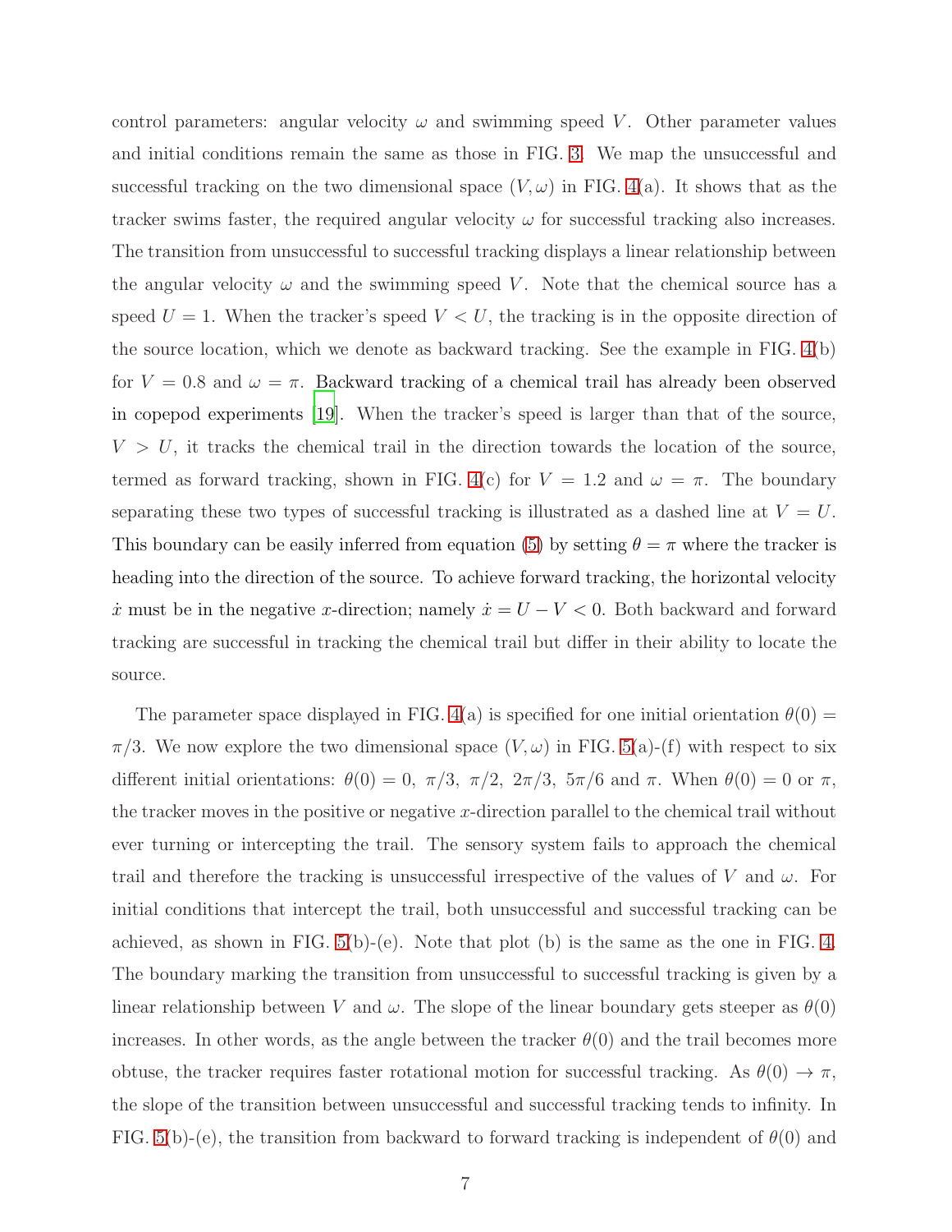control parameters: angular velocity $\omega$ and swimming speed $V$. Other parameter values and initial conditions remain the same as those in FIG. 3. We map the unsuccessful and successful tracking on the two dimensional space $(V, \omega)$ in FIG. 4(a). It shows that as the tracker swims faster, the required angular velocity $\omega$ for successful tracking also increases. The transition from unsuccessful to successful tracking displays a linear relationship between the angular velocity $\omega$ and the swimming speed $V$. Note that the chemical source has a speed $U = 1$. When the tracker's speed $V < U$, the tracking is in the opposite direction of the source location, which we denote as backward tracking. See the example in FIG. 4(b) for $V = 0.8$ and $\omega = \pi$. Backward tracking of a chemical trail has already been observed in copepod experiments [19]. When the tracker's speed is larger than that of the source, $V > U$, it tracks the chemical trail in the direction towards the location of the source, termed as forward tracking, shown in FIG. 4(c) for $V = 1.2$ and $\omega = \pi$. The boundary separating these two types of successful tracking is illustrated as a dashed line at $V = U$. This boundary can be easily inferred from equation (5) by setting $\theta = \pi$ where the tracker is heading into the direction of the source. To achieve forward tracking, the horizontal velocity $\dot{x}$ must be in the negative $x$-direction; namely $\dot{x} = U - V < 0$. Both backward and forward tracking are successful in tracking the chemical trail but differ in their ability to locate the source.

The parameter space displayed in FIG. 4(a) is specified for one initial orientation $\theta(0) = \pi/3$. We now explore the two dimensional space $(V, \omega)$ in FIG. 5(a)-(f) with respect to six different initial orientations: $\theta(0) = 0,\ \pi/3,\ \pi/2,\ 2\pi/3,\ 5\pi/6$ and $\pi$. When $\theta(0) = 0$ or $\pi$, the tracker moves in the positive or negative $x$-direction parallel to the chemical trail without ever turning or intercepting the trail. The sensory system fails to approach the chemical trail and therefore the tracking is unsuccessful irrespective of the values of $V$ and $\omega$. For initial conditions that intercept the trail, both unsuccessful and successful tracking can be achieved, as shown in FIG. 5(b)-(e). Note that plot (b) is the same as the one in FIG. 4. The boundary marking the transition from unsuccessful to successful tracking is given by a linear relationship between $V$ and $\omega$. The slope of the linear boundary gets steeper as $\theta(0)$ increases. In other words, as the angle between the tracker $\theta(0)$ and the trail becomes more obtuse, the tracker requires faster rotational motion for successful tracking. As $\theta(0) \to \pi$, the slope of the transition between unsuccessful and successful tracking tends to infinity. In FIG. 5(b)-(e), the transition from backward to forward tracking is independent of $\theta(0)$ and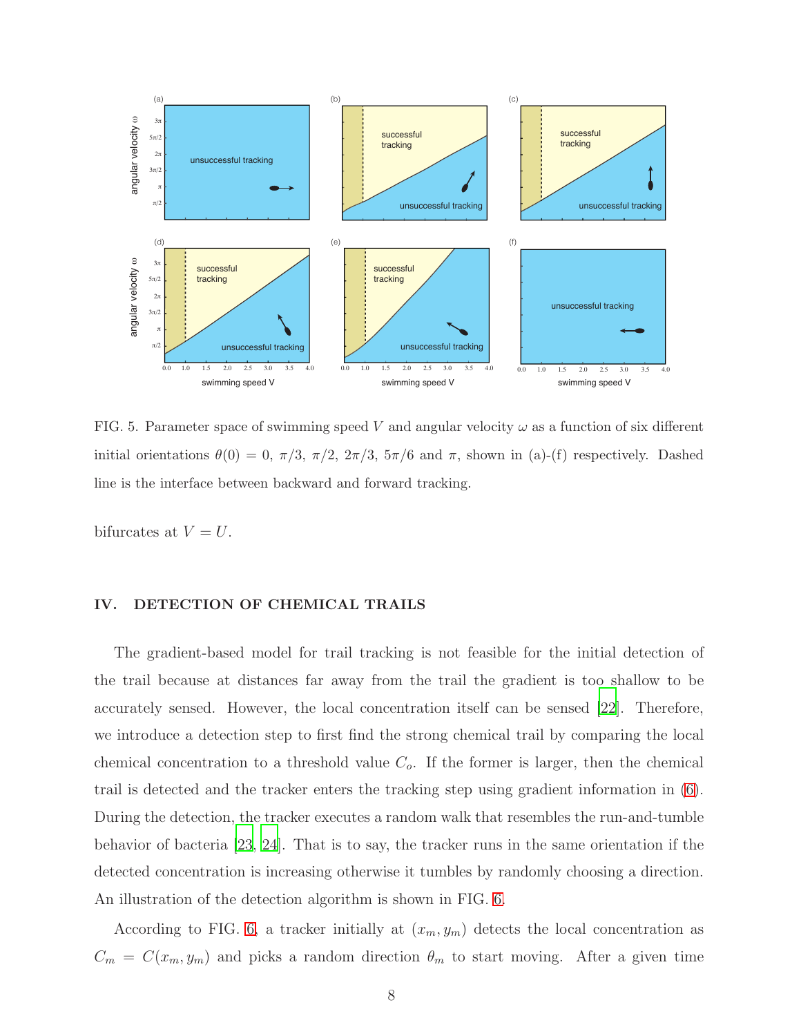FIG. 5. Parameter space of swimming speed $V$ and angular velocity $\omega$ as a function of six different initial orientations $\theta(0) = 0$, $\pi/3$, $\pi/2$, $2\pi/3$, $5\pi/6$ and $\pi$, shown in (a)-(f) respectively. Dashed line is the interface between backward and forward tracking.

bifurcates at $V = U$.

## IV. DETECTION OF CHEMICAL TRAILS

The gradient-based model for trail tracking is not feasible for the initial detection of the trail because at distances far away from the trail the gradient is too shallow to be accurately sensed. However, the local concentration itself can be sensed [22]. Therefore, we introduce a detection step to first find the strong chemical trail by comparing the local chemical concentration to a threshold value $C_o$. If the former is larger, then the chemical trail is detected and the tracker enters the tracking step using gradient information in (6). During the detection, the tracker executes a random walk that resembles the run-and-tumble behavior of bacteria [23, 24]. That is to say, the tracker runs in the same orientation if the detected concentration is increasing otherwise it tumbles by randomly choosing a direction. An illustration of the detection algorithm is shown in FIG. 6.

According to FIG. 6, a tracker initially at $(x_m, y_m)$ detects the local concentration as $C_m = C(x_m, y_m)$ and picks a random direction $\theta_m$ to start moving. After a given time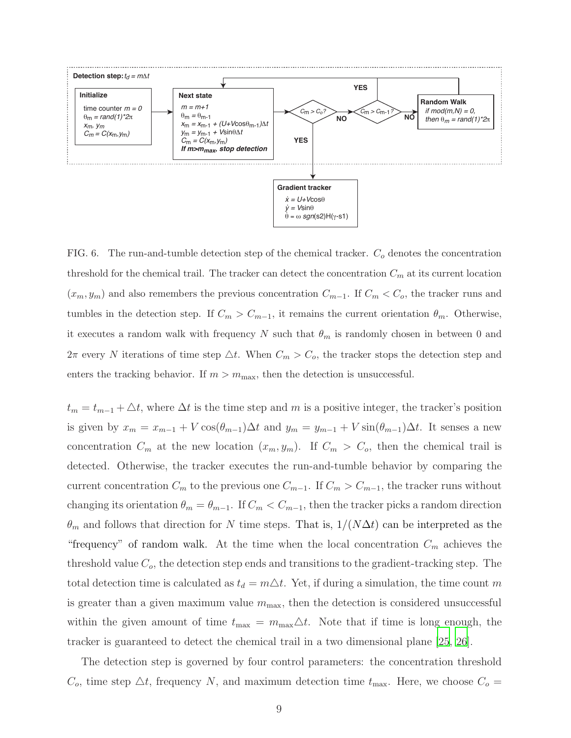FIG. 6. The run-and-tumble detection step of the chemical tracker. $C_o$ denotes the concentration threshold for the chemical trail. The tracker can detect the concentration $C_m$ at its current location $(x_m, y_m)$ and also remembers the previous concentration $C_{m-1}$. If $C_m < C_o$, the tracker runs and tumbles in the detection step. If $C_m > C_{m-1}$, it remains the current orientation $\theta_m$. Otherwise, it executes a random walk with frequency $N$ such that $\theta_m$ is randomly chosen in between 0 and $2\pi$ every $N$ iterations of time step $\triangle t$. When $C_m > C_o$, the tracker stops the detection step and enters the tracking behavior. If $m > m_{\max}$, then the detection is unsuccessful.

$t_m = t_{m-1} + \triangle t$, where $\Delta t$ is the time step and $m$ is a positive integer, the tracker's position is given by $x_m = x_{m-1} + V\cos(\theta_{m-1})\Delta t$ and $y_m = y_{m-1} + V\sin(\theta_{m-1})\Delta t$. It senses a new concentration $C_m$ at the new location $(x_m, y_m)$. If $C_m > C_o$, then the chemical trail is detected. Otherwise, the tracker executes the run-and-tumble behavior by comparing the current concentration $C_m$ to the previous one $C_{m-1}$. If $C_m > C_{m-1}$, the tracker runs without changing its orientation $\theta_m = \theta_{m-1}$. If $C_m < C_{m-1}$, then the tracker picks a random direction $\theta_m$ and follows that direction for $N$ time steps. That is, $1/(N\Delta t)$ can be interpreted as the "frequency" of random walk. At the time when the local concentration $C_m$ achieves the threshold value $C_o$, the detection step ends and transitions to the gradient-tracking step. The total detection time is calculated as $t_d = m\triangle t$. Yet, if during a simulation, the time count $m$ is greater than a given maximum value $m_{\max}$, then the detection is considered unsuccessful within the given amount of time $t_{\max} = m_{\max}\triangle t$. Note that if time is long enough, the tracker is guaranteed to detect the chemical trail in a two dimensional plane [25, 26].

The detection step is governed by four control parameters: the concentration threshold $C_o$, time step $\triangle t$, frequency $N$, and maximum detection time $t_{\max}$. Here, we choose $C_o =$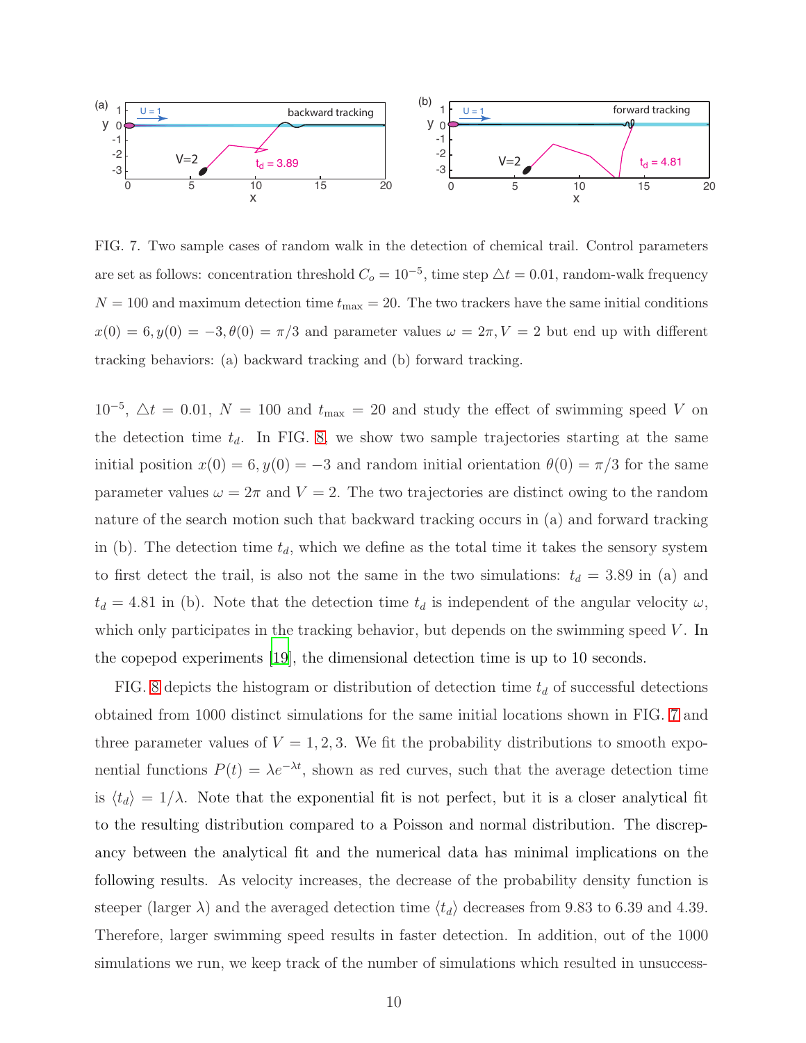FIG. 7. Two sample cases of random walk in the detection of chemical trail. Control parameters are set as follows: concentration threshold $C_o = 10^{-5}$, time step $\triangle t = 0.01$, random-walk frequency $N = 100$ and maximum detection time $t_{\max} = 20$. The two trackers have the same initial conditions $x(0) = 6, y(0) = -3, \theta(0) = \pi/3$ and parameter values $\omega = 2\pi, V = 2$ but end up with different tracking behaviors: (a) backward tracking and (b) forward tracking.

$10^{-5}$, $\triangle t = 0.01$, $N = 100$ and $t_{\max} = 20$ and study the effect of swimming speed $V$ on the detection time $t_d$. In FIG. 8, we show two sample trajectories starting at the same initial position $x(0) = 6, y(0) = -3$ and random initial orientation $\theta(0) = \pi/3$ for the same parameter values $\omega = 2\pi$ and $V = 2$. The two trajectories are distinct owing to the random nature of the search motion such that backward tracking occurs in (a) and forward tracking in (b). The detection time $t_d$, which we define as the total time it takes the sensory system to first detect the trail, is also not the same in the two simulations: $t_d = 3.89$ in (a) and $t_d = 4.81$ in (b). Note that the detection time $t_d$ is independent of the angular velocity $\omega$, which only participates in the tracking behavior, but depends on the swimming speed $V$. In the copepod experiments [19], the dimensional detection time is up to 10 seconds.

FIG. 8 depicts the histogram or distribution of detection time $t_d$ of successful detections obtained from 1000 distinct simulations for the same initial locations shown in FIG. 7 and three parameter values of $V = 1, 2, 3$. We fit the probability distributions to smooth exponential functions $P(t) = \lambda e^{-\lambda t}$, shown as red curves, such that the average detection time is $\langle t_d \rangle = 1/\lambda$. Note that the exponential fit is not perfect, but it is a closer analytical fit to the resulting distribution compared to a Poisson and normal distribution. The discrepancy between the analytical fit and the numerical data has minimal implications on the following results. As velocity increases, the decrease of the probability density function is steeper (larger $\lambda$) and the averaged detection time $\langle t_d \rangle$ decreases from 9.83 to 6.39 and 4.39. Therefore, larger swimming speed results in faster detection. In addition, out of the 1000 simulations we run, we keep track of the number of simulations which resulted in unsuccess-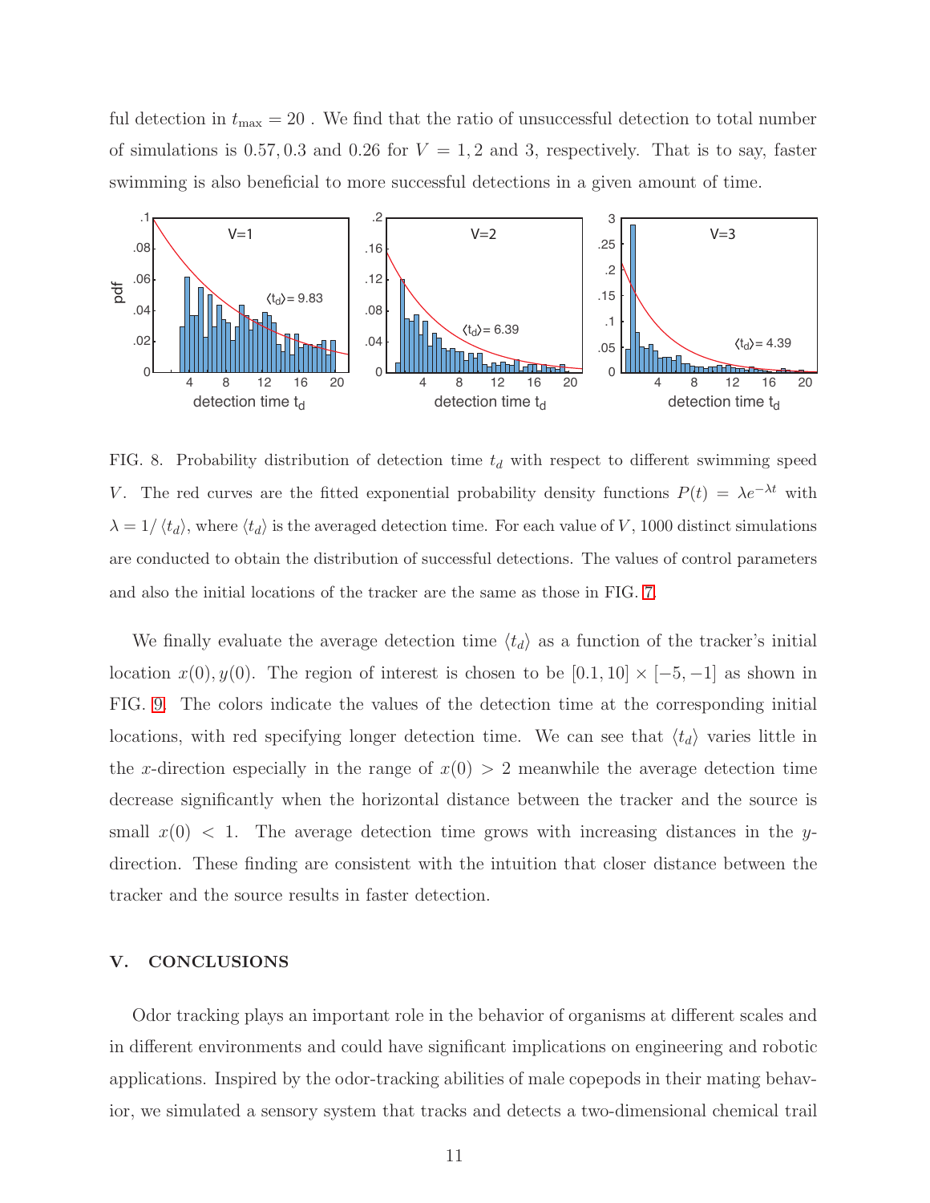ful detection in $t_{\max} = 20$ . We find that the ratio of unsuccessful detection to total number of simulations is 0.57, 0.3 and 0.26 for $V = 1, 2$ and 3, respectively. That is to say, faster swimming is also beneficial to more successful detections in a given amount of time.

FIG. 8. Probability distribution of detection time $t_d$ with respect to different swimming speed $V$. The red curves are the fitted exponential probability density functions $P(t) = \lambda e^{-\lambda t}$ with $\lambda = 1/\langle t_d \rangle$, where $\langle t_d \rangle$ is the averaged detection time. For each value of $V$, 1000 distinct simulations are conducted to obtain the distribution of successful detections. The values of control parameters and also the initial locations of the tracker are the same as those in FIG. 7.

We finally evaluate the average detection time $\langle t_d \rangle$ as a function of the tracker's initial location $x(0), y(0)$. The region of interest is chosen to be $[0.1, 10] \times [-5, -1]$ as shown in FIG. 9. The colors indicate the values of the detection time at the corresponding initial locations, with red specifying longer detection time. We can see that $\langle t_d \rangle$ varies little in the $x$-direction especially in the range of $x(0) > 2$ meanwhile the average detection time decrease significantly when the horizontal distance between the tracker and the source is small $x(0) < 1$. The average detection time grows with increasing distances in the $y$-direction. These finding are consistent with the intuition that closer distance between the tracker and the source results in faster detection.

## V. CONCLUSIONS

Odor tracking plays an important role in the behavior of organisms at different scales and in different environments and could have significant implications on engineering and robotic applications. Inspired by the odor-tracking abilities of male copepods in their mating behavior, we simulated a sensory system that tracks and detects a two-dimensional chemical trail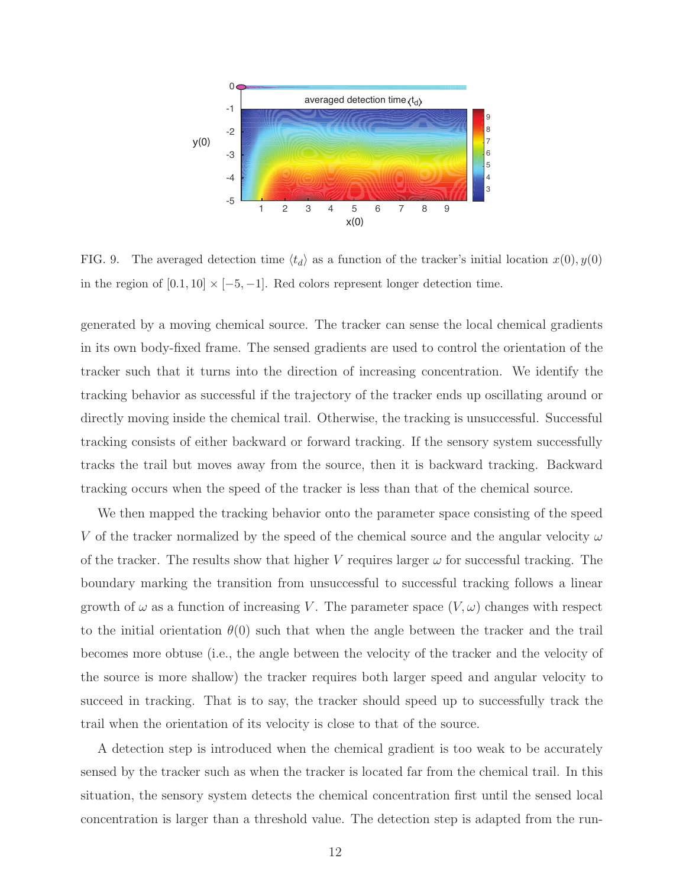FIG. 9. The averaged detection time $\langle t_d \rangle$ as a function of the tracker's initial location $x(0), y(0)$ in the region of $[0.1, 10] \times [-5, -1]$. Red colors represent longer detection time.

generated by a moving chemical source. The tracker can sense the local chemical gradients in its own body-fixed frame. The sensed gradients are used to control the orientation of the tracker such that it turns into the direction of increasing concentration. We identify the tracking behavior as successful if the trajectory of the tracker ends up oscillating around or directly moving inside the chemical trail. Otherwise, the tracking is unsuccessful. Successful tracking consists of either backward or forward tracking. If the sensory system successfully tracks the trail but moves away from the source, then it is backward tracking. Backward tracking occurs when the speed of the tracker is less than that of the chemical source.

We then mapped the tracking behavior onto the parameter space consisting of the speed $V$ of the tracker normalized by the speed of the chemical source and the angular velocity $\omega$ of the tracker. The results show that higher $V$ requires larger $\omega$ for successful tracking. The boundary marking the transition from unsuccessful to successful tracking follows a linear growth of $\omega$ as a function of increasing $V$. The parameter space $(V, \omega)$ changes with respect to the initial orientation $\theta(0)$ such that when the angle between the tracker and the trail becomes more obtuse (i.e., the angle between the velocity of the tracker and the velocity of the source is more shallow) the tracker requires both larger speed and angular velocity to succeed in tracking. That is to say, the tracker should speed up to successfully track the trail when the orientation of its velocity is close to that of the source.

A detection step is introduced when the chemical gradient is too weak to be accurately sensed by the tracker such as when the tracker is located far from the chemical trail. In this situation, the sensory system detects the chemical concentration first until the sensed local concentration is larger than a threshold value. The detection step is adapted from the run-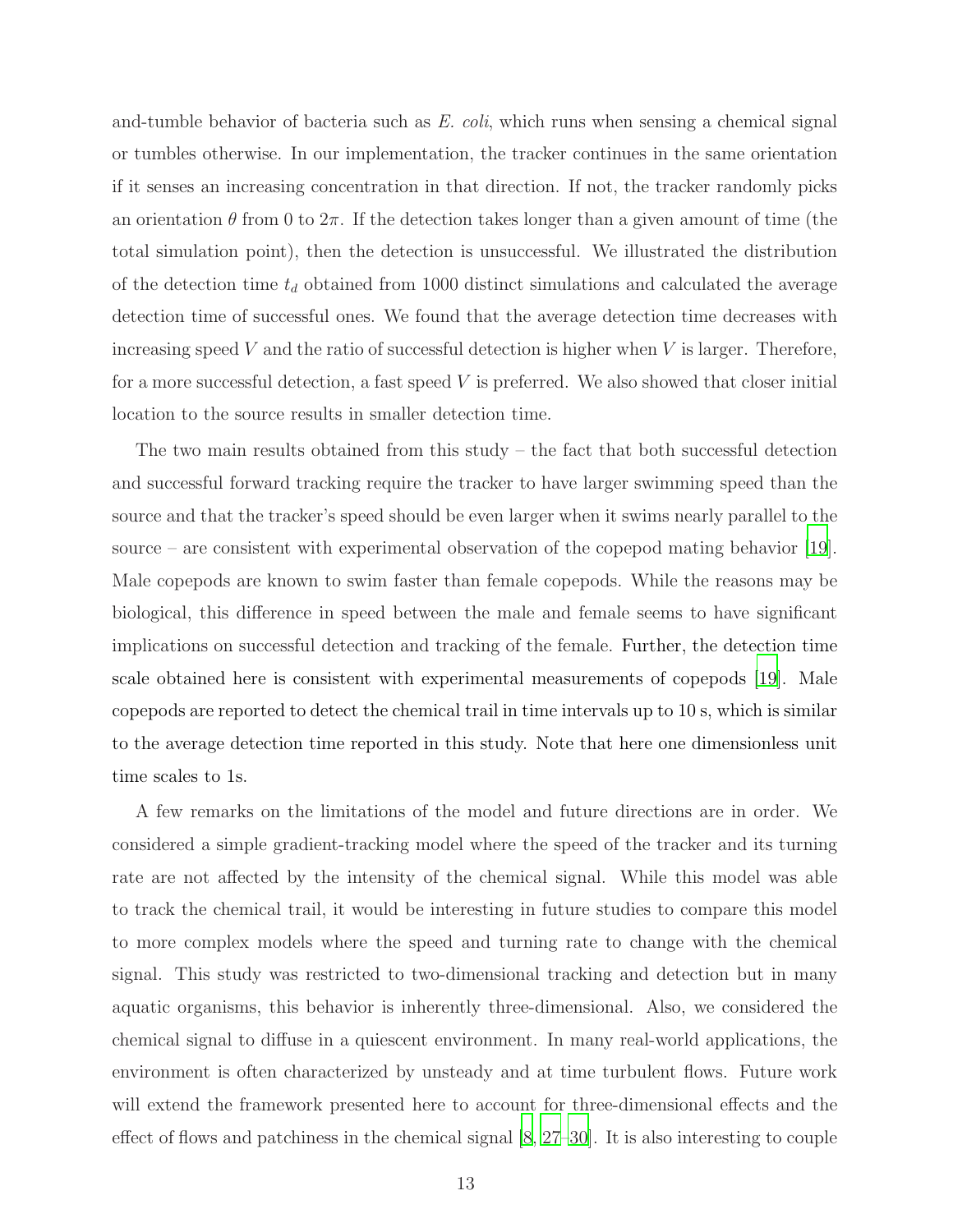and-tumble behavior of bacteria such as *E. coli*, which runs when sensing a chemical signal or tumbles otherwise. In our implementation, the tracker continues in the same orientation if it senses an increasing concentration in that direction. If not, the tracker randomly picks an orientation $\theta$ from 0 to $2\pi$. If the detection takes longer than a given amount of time (the total simulation point), then the detection is unsuccessful. We illustrated the distribution of the detection time $t_d$ obtained from 1000 distinct simulations and calculated the average detection time of successful ones. We found that the average detection time decreases with increasing speed $V$ and the ratio of successful detection is higher when $V$ is larger. Therefore, for a more successful detection, a fast speed $V$ is preferred. We also showed that closer initial location to the source results in smaller detection time.

The two main results obtained from this study – the fact that both successful detection and successful forward tracking require the tracker to have larger swimming speed than the source and that the tracker's speed should be even larger when it swims nearly parallel to the source – are consistent with experimental observation of the copepod mating behavior [19]. Male copepods are known to swim faster than female copepods. While the reasons may be biological, this difference in speed between the male and female seems to have significant implications on successful detection and tracking of the female. Further, the detection time scale obtained here is consistent with experimental measurements of copepods [19]. Male copepods are reported to detect the chemical trail in time intervals up to 10 s, which is similar to the average detection time reported in this study. Note that here one dimensionless unit time scales to 1s.

A few remarks on the limitations of the model and future directions are in order. We considered a simple gradient-tracking model where the speed of the tracker and its turning rate are not affected by the intensity of the chemical signal. While this model was able to track the chemical trail, it would be interesting in future studies to compare this model to more complex models where the speed and turning rate to change with the chemical signal. This study was restricted to two-dimensional tracking and detection but in many aquatic organisms, this behavior is inherently three-dimensional. Also, we considered the chemical signal to diffuse in a quiescent environment. In many real-world applications, the environment is often characterized by unsteady and at time turbulent flows. Future work will extend the framework presented here to account for three-dimensional effects and the effect of flows and patchiness in the chemical signal [8, 27–30]. It is also interesting to couple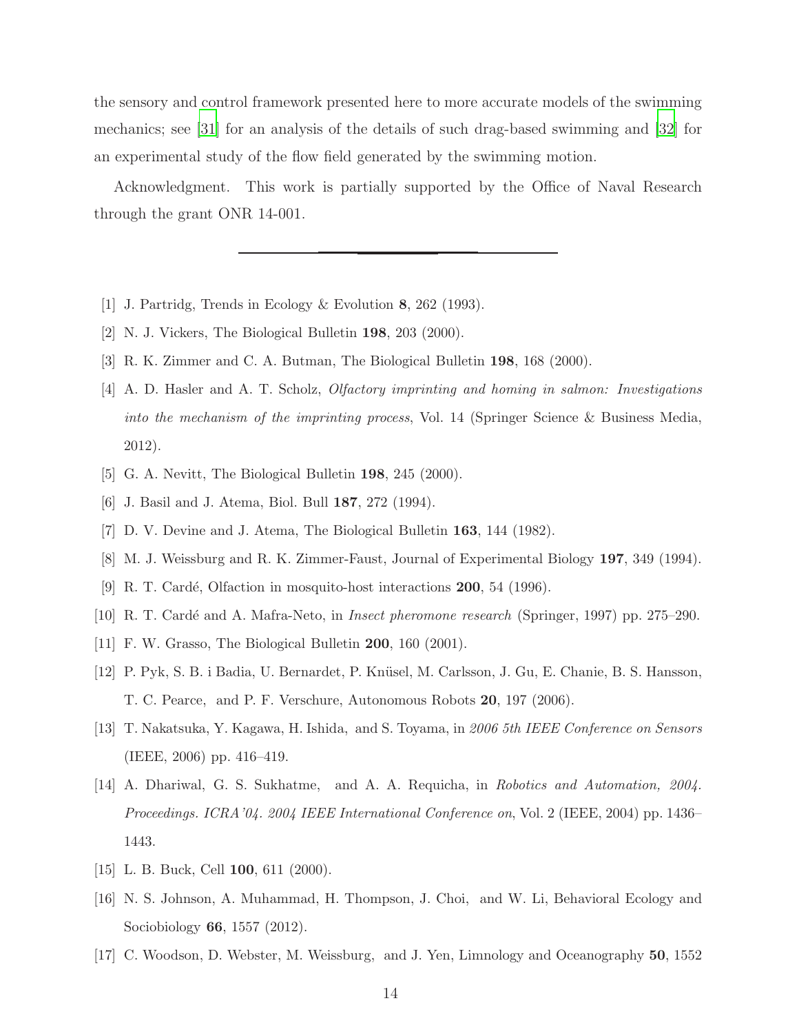the sensory and control framework presented here to more accurate models of the swimming mechanics; see [31] for an analysis of the details of such drag-based swimming and [32] for an experimental study of the flow field generated by the swimming motion.

Acknowledgment. This work is partially supported by the Office of Naval Research through the grant ONR 14-001.

---

[1] J. Partridg, Trends in Ecology & Evolution **8**, 262 (1993).

[2] N. J. Vickers, The Biological Bulletin **198**, 203 (2000).

[3] R. K. Zimmer and C. A. Butman, The Biological Bulletin **198**, 168 (2000).

[4] A. D. Hasler and A. T. Scholz, *Olfactory imprinting and homing in salmon: Investigations into the mechanism of the imprinting process*, Vol. 14 (Springer Science & Business Media, 2012).

[5] G. A. Nevitt, The Biological Bulletin **198**, 245 (2000).

[6] J. Basil and J. Atema, Biol. Bull **187**, 272 (1994).

[7] D. V. Devine and J. Atema, The Biological Bulletin **163**, 144 (1982).

[8] M. J. Weissburg and R. K. Zimmer-Faust, Journal of Experimental Biology **197**, 349 (1994).

[9] R. T. Cardé, Olfaction in mosquito-host interactions **200**, 54 (1996).

[10] R. T. Cardé and A. Mafra-Neto, in *Insect pheromone research* (Springer, 1997) pp. 275–290.

[11] F. W. Grasso, The Biological Bulletin **200**, 160 (2001).

[12] P. Pyk, S. B. i Badia, U. Bernardet, P. Knüsel, M. Carlsson, J. Gu, E. Chanie, B. S. Hansson, T. C. Pearce, and P. F. Verschure, Autonomous Robots **20**, 197 (2006).

[13] T. Nakatsuka, Y. Kagawa, H. Ishida, and S. Toyama, in *2006 5th IEEE Conference on Sensors* (IEEE, 2006) pp. 416–419.

[14] A. Dhariwal, G. S. Sukhatme, and A. A. Requicha, in *Robotics and Automation, 2004. Proceedings. ICRA'04. 2004 IEEE International Conference on*, Vol. 2 (IEEE, 2004) pp. 1436–1443.

[15] L. B. Buck, Cell **100**, 611 (2000).

[16] N. S. Johnson, A. Muhammad, H. Thompson, J. Choi, and W. Li, Behavioral Ecology and Sociobiology **66**, 1557 (2012).

[17] C. Woodson, D. Webster, M. Weissburg, and J. Yen, Limnology and Oceanography **50**, 1552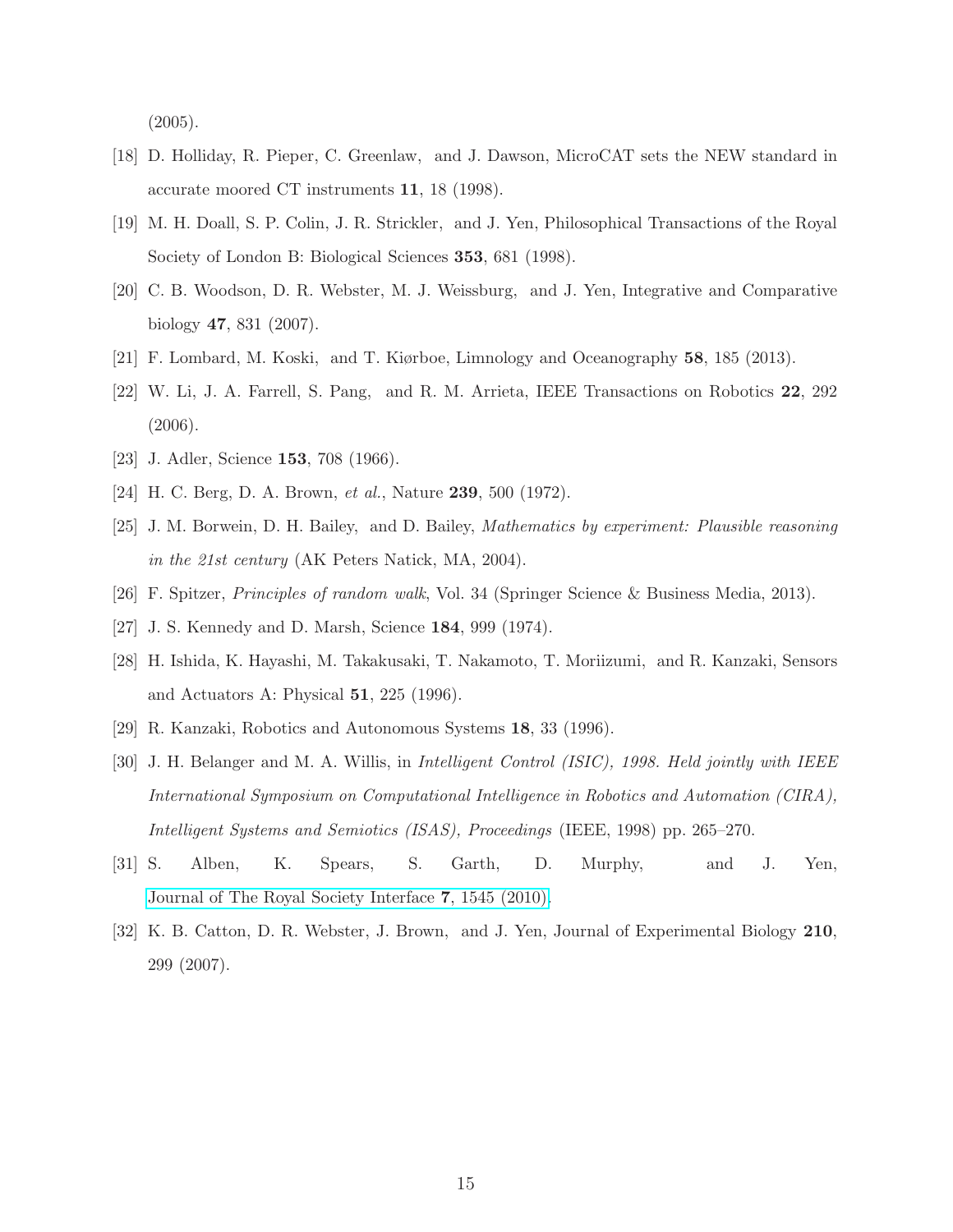(2005).

[18] D. Holliday, R. Pieper, C. Greenlaw, and J. Dawson, MicroCAT sets the NEW standard in accurate moored CT instruments **11**, 18 (1998).

[19] M. H. Doall, S. P. Colin, J. R. Strickler, and J. Yen, Philosophical Transactions of the Royal Society of London B: Biological Sciences **353**, 681 (1998).

[20] C. B. Woodson, D. R. Webster, M. J. Weissburg, and J. Yen, Integrative and Comparative biology **47**, 831 (2007).

[21] F. Lombard, M. Koski, and T. Kiørboe, Limnology and Oceanography **58**, 185 (2013).

[22] W. Li, J. A. Farrell, S. Pang, and R. M. Arrieta, IEEE Transactions on Robotics **22**, 292 (2006).

[23] J. Adler, Science **153**, 708 (1966).

[24] H. C. Berg, D. A. Brown, *et al.*, Nature **239**, 500 (1972).

[25] J. M. Borwein, D. H. Bailey, and D. Bailey, *Mathematics by experiment: Plausible reasoning in the 21st century* (AK Peters Natick, MA, 2004).

[26] F. Spitzer, *Principles of random walk*, Vol. 34 (Springer Science & Business Media, 2013).

[27] J. S. Kennedy and D. Marsh, Science **184**, 999 (1974).

[28] H. Ishida, K. Hayashi, M. Takakusaki, T. Nakamoto, T. Moriizumi, and R. Kanzaki, Sensors and Actuators A: Physical **51**, 225 (1996).

[29] R. Kanzaki, Robotics and Autonomous Systems **18**, 33 (1996).

[30] J. H. Belanger and M. A. Willis, in *Intelligent Control (ISIC), 1998. Held jointly with IEEE International Symposium on Computational Intelligence in Robotics and Automation (CIRA), Intelligent Systems and Semiotics (ISAS), Proceedings* (IEEE, 1998) pp. 265–270.

[31] S. Alben, K. Spears, S. Garth, D. Murphy, and J. Yen, Journal of The Royal Society Interface **7**, 1545 (2010).

[32] K. B. Catton, D. R. Webster, J. Brown, and J. Yen, Journal of Experimental Biology **210**, 299 (2007).